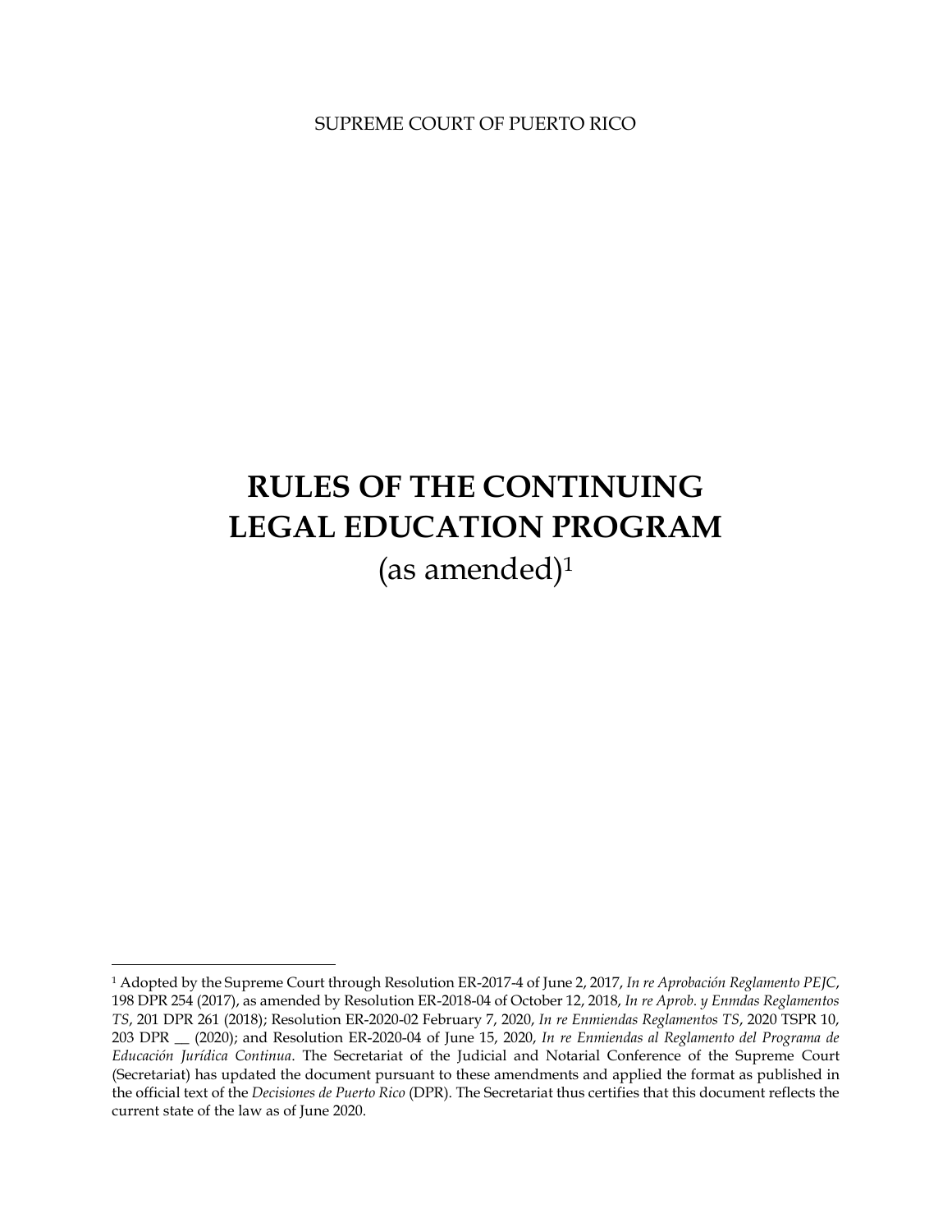SUPREME COURT OF PUERTO RICO

# RULES OF THE CONTINUING LEGAL EDUCATION PROGRAM

(as amended)[1]

---

[1] Adopted by the Supreme Court through Resolution ER-2017-4 of June 2, 2017, *In re Aprobación Reglamento PEJC*, 198 DPR 254 (2017), as amended by Resolution ER-2018-04 of October 12, 2018, *In re Aprob. y Enmdas Reglamentos TS*, 201 DPR 261 (2018); Resolution ER-2020-02 February 7, 2020, *In re Enmiendas Reglamentos TS*, 2020 TSPR 10, 203 DPR __ (2020); and Resolution ER-2020-04 of June 15, 2020, *In re Enmiendas al Reglamento del Programa de Educación Jurídica Continua*. The Secretariat of the Judicial and Notarial Conference of the Supreme Court (Secretariat) has updated the document pursuant to these amendments and applied the format as published in the official text of the *Decisiones de Puerto Rico* (DPR). The Secretariat thus certifies that this document reflects the current state of the law as of June 2020.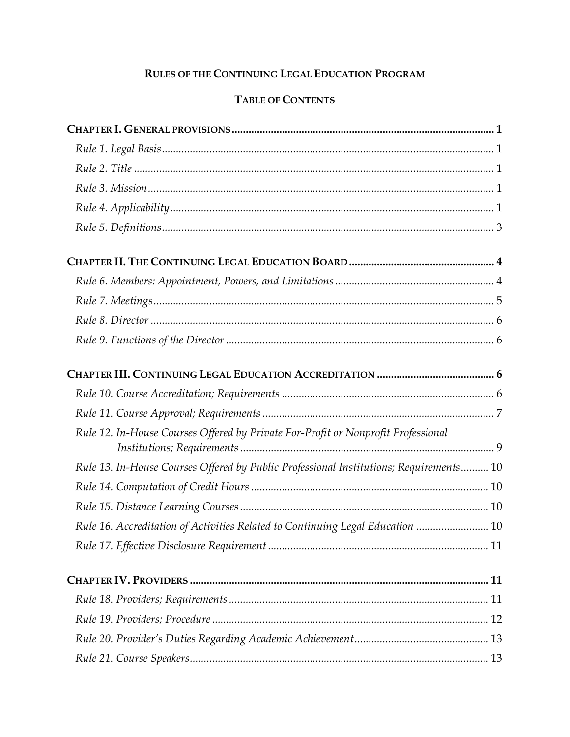**RULES OF THE CONTINUING LEGAL EDUCATION PROGRAM**

**TABLE OF CONTENTS**

**CHAPTER I. GENERAL PROVISIONS** ........ 1

*Rule 1. Legal Basis* ........ 1

*Rule 2. Title* ........ 1

*Rule 3. Mission* ........ 1

*Rule 4. Applicability* ........ 1

*Rule 5. Definitions* ........ 3

**CHAPTER II. THE CONTINUING LEGAL EDUCATION BOARD** ........ 4

*Rule 6. Members: Appointment, Powers, and Limitations* ........ 4

*Rule 7. Meetings* ........ 5

*Rule 8. Director* ........ 6

*Rule 9. Functions of the Director* ........ 6

**CHAPTER III. CONTINUING LEGAL EDUCATION ACCREDITATION** ........ 6

*Rule 10. Course Accreditation; Requirements* ........ 6

*Rule 11. Course Approval; Requirements* ........ 7

*Rule 12. In-House Courses Offered by Private For-Profit or Nonprofit Professional Institutions; Requirements* ........ 9

*Rule 13. In-House Courses Offered by Public Professional Institutions; Requirements* ........ 10

*Rule 14. Computation of Credit Hours* ........ 10

*Rule 15. Distance Learning Courses* ........ 10

*Rule 16. Accreditation of Activities Related to Continuing Legal Education* ........ 10

*Rule 17. Effective Disclosure Requirement* ........ 11

**CHAPTER IV. PROVIDERS** ........ 11

*Rule 18. Providers; Requirements* ........ 11

*Rule 19. Providers; Procedure* ........ 12

*Rule 20. Provider's Duties Regarding Academic Achievement* ........ 13

*Rule 21. Course Speakers* ........ 13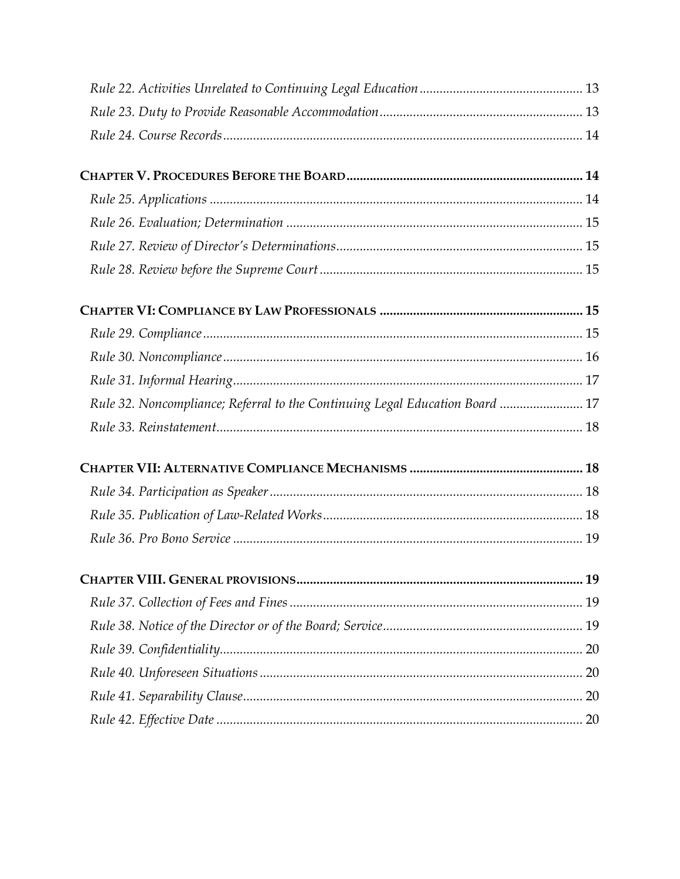*Rule 22. Activities Unrelated to Continuing Legal Education* ................................................ 13

*Rule 23. Duty to Provide Reasonable Accommodation* ............................................................ 13

*Rule 24. Course Records* .......................................................................................................... 14

**CHAPTER V. PROCEDURES BEFORE THE BOARD** ...................................................................... 14

*Rule 25. Applications* .............................................................................................................. 14

*Rule 26. Evaluation; Determination* ....................................................................................... 15

*Rule 27. Review of Director's Determinations* ......................................................................... 15

*Rule 28. Review before the Supreme Court* ............................................................................. 15

**CHAPTER VI: COMPLIANCE BY LAW PROFESSIONALS** ............................................................ 15

*Rule 29. Compliance* ................................................................................................................ 15

*Rule 30. Noncompliance* .......................................................................................................... 16

*Rule 31. Informal Hearing* ....................................................................................................... 17

*Rule 32. Noncompliance; Referral to the Continuing Legal Education Board* ......................... 17

*Rule 33. Reinstatement* ............................................................................................................ 18

**CHAPTER VII: ALTERNATIVE COMPLIANCE MECHANISMS** ................................................... 18

*Rule 34. Participation as Speaker* ............................................................................................ 18

*Rule 35. Publication of Law-Related Works* ............................................................................ 18

*Rule 36. Pro Bono Service* ....................................................................................................... 19

**CHAPTER VIII. GENERAL PROVISIONS** ..................................................................................... 19

*Rule 37. Collection of Fees and Fines* ...................................................................................... 19

*Rule 38. Notice of the Director or of the Board; Service* .......................................................... 19

*Rule 39. Confidentiality* ............................................................................................................ 20

*Rule 40. Unforeseen Situations* ............................................................................................... 20

*Rule 41. Separability Clause* .................................................................................................... 20

*Rule 42. Effective Date* ............................................................................................................ 20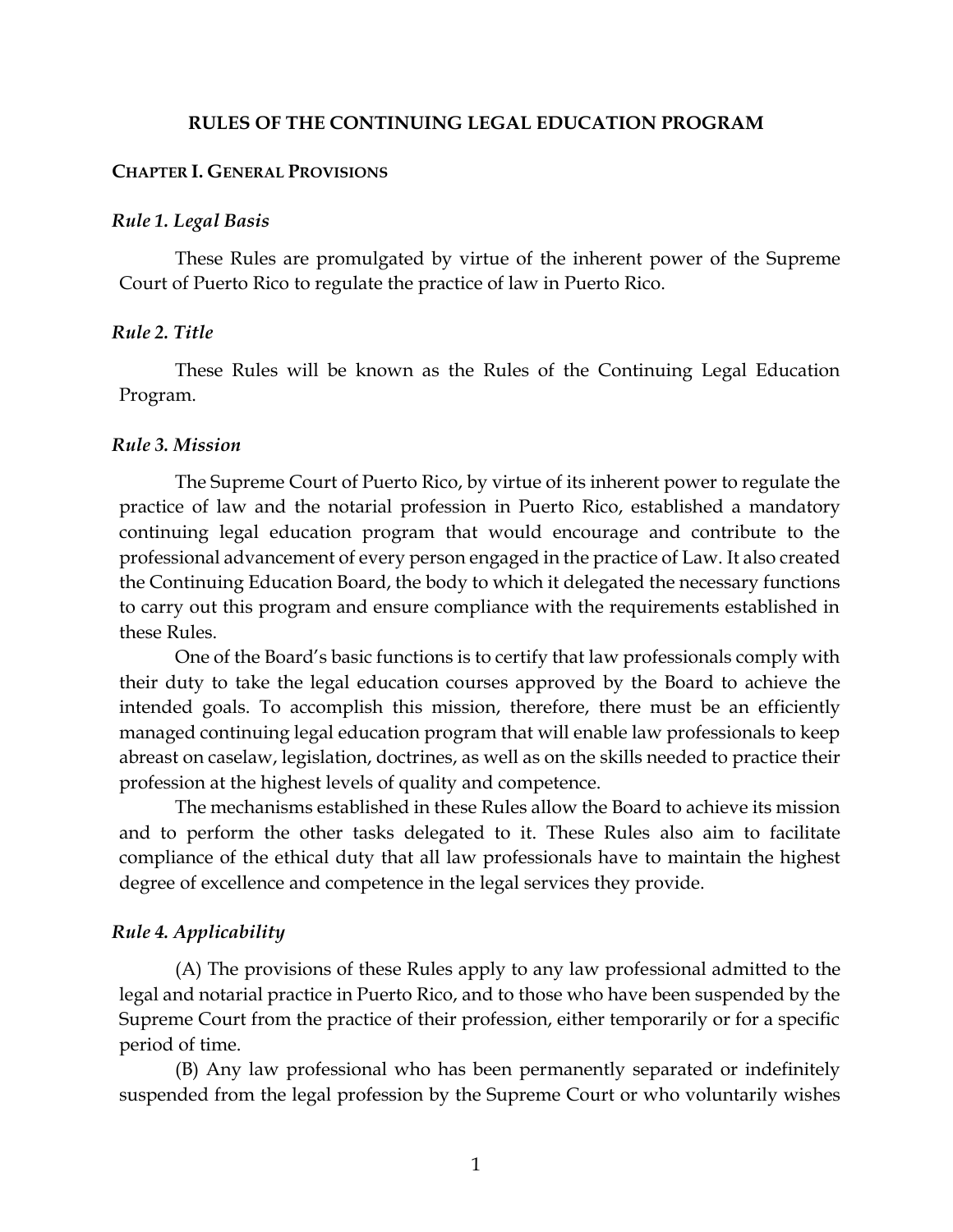# RULES OF THE CONTINUING LEGAL EDUCATION PROGRAM

## CHAPTER I. GENERAL PROVISIONS

### *Rule 1. Legal Basis*

These Rules are promulgated by virtue of the inherent power of the Supreme Court of Puerto Rico to regulate the practice of law in Puerto Rico.

### *Rule 2. Title*

These Rules will be known as the Rules of the Continuing Legal Education Program.

### *Rule 3. Mission*

The Supreme Court of Puerto Rico, by virtue of its inherent power to regulate the practice of law and the notarial profession in Puerto Rico, established a mandatory continuing legal education program that would encourage and contribute to the professional advancement of every person engaged in the practice of Law. It also created the Continuing Education Board, the body to which it delegated the necessary functions to carry out this program and ensure compliance with the requirements established in these Rules.

One of the Board's basic functions is to certify that law professionals comply with their duty to take the legal education courses approved by the Board to achieve the intended goals. To accomplish this mission, therefore, there must be an efficiently managed continuing legal education program that will enable law professionals to keep abreast on caselaw, legislation, doctrines, as well as on the skills needed to practice their profession at the highest levels of quality and competence.

The mechanisms established in these Rules allow the Board to achieve its mission and to perform the other tasks delegated to it. These Rules also aim to facilitate compliance of the ethical duty that all law professionals have to maintain the highest degree of excellence and competence in the legal services they provide.

### *Rule 4. Applicability*

(A) The provisions of these Rules apply to any law professional admitted to the legal and notarial practice in Puerto Rico, and to those who have been suspended by the Supreme Court from the practice of their profession, either temporarily or for a specific period of time.

(B) Any law professional who has been permanently separated or indefinitely suspended from the legal profession by the Supreme Court or who voluntarily wishes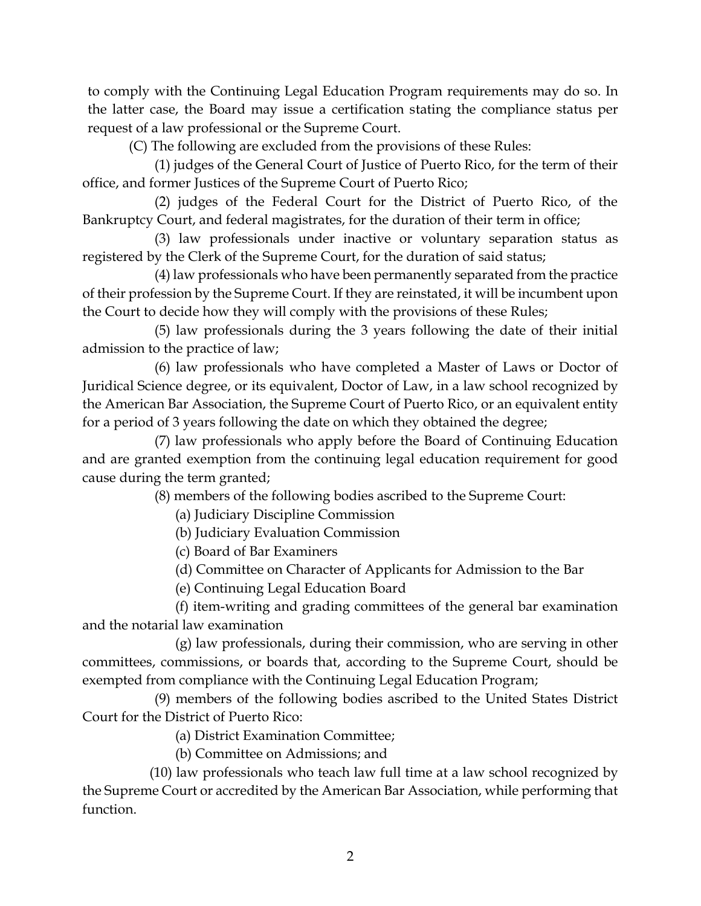to comply with the Continuing Legal Education Program requirements may do so. In the latter case, the Board may issue a certification stating the compliance status per request of a law professional or the Supreme Court.

(C) The following are excluded from the provisions of these Rules:

(1) judges of the General Court of Justice of Puerto Rico, for the term of their office, and former Justices of the Supreme Court of Puerto Rico;

(2) judges of the Federal Court for the District of Puerto Rico, of the Bankruptcy Court, and federal magistrates, for the duration of their term in office;

(3) law professionals under inactive or voluntary separation status as registered by the Clerk of the Supreme Court, for the duration of said status;

(4) law professionals who have been permanently separated from the practice of their profession by the Supreme Court. If they are reinstated, it will be incumbent upon the Court to decide how they will comply with the provisions of these Rules;

(5) law professionals during the 3 years following the date of their initial admission to the practice of law;

(6) law professionals who have completed a Master of Laws or Doctor of Juridical Science degree, or its equivalent, Doctor of Law, in a law school recognized by the American Bar Association, the Supreme Court of Puerto Rico, or an equivalent entity for a period of 3 years following the date on which they obtained the degree;

(7) law professionals who apply before the Board of Continuing Education and are granted exemption from the continuing legal education requirement for good cause during the term granted;

(8) members of the following bodies ascribed to the Supreme Court:

(a) Judiciary Discipline Commission

(b) Judiciary Evaluation Commission

(c) Board of Bar Examiners

(d) Committee on Character of Applicants for Admission to the Bar

(e) Continuing Legal Education Board

(f) item-writing and grading committees of the general bar examination and the notarial law examination

(g) law professionals, during their commission, who are serving in other committees, commissions, or boards that, according to the Supreme Court, should be exempted from compliance with the Continuing Legal Education Program;

(9) members of the following bodies ascribed to the United States District Court for the District of Puerto Rico:

(a) District Examination Committee;

(b) Committee on Admissions; and

(10) law professionals who teach law full time at a law school recognized by the Supreme Court or accredited by the American Bar Association, while performing that function.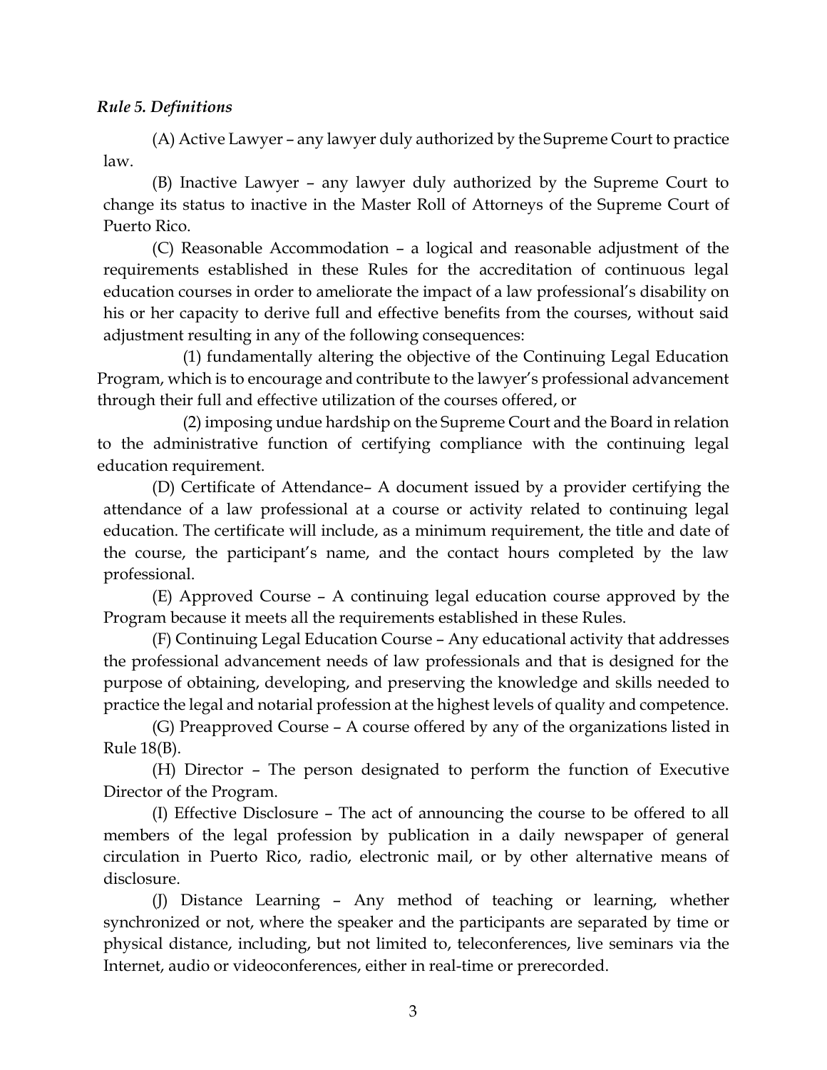***Rule 5. Definitions***

(A) Active Lawyer – any lawyer duly authorized by the Supreme Court to practice law.

(B) Inactive Lawyer – any lawyer duly authorized by the Supreme Court to change its status to inactive in the Master Roll of Attorneys of the Supreme Court of Puerto Rico.

(C) Reasonable Accommodation – a logical and reasonable adjustment of the requirements established in these Rules for the accreditation of continuous legal education courses in order to ameliorate the impact of a law professional's disability on his or her capacity to derive full and effective benefits from the courses, without said adjustment resulting in any of the following consequences:

(1) fundamentally altering the objective of the Continuing Legal Education Program, which is to encourage and contribute to the lawyer's professional advancement through their full and effective utilization of the courses offered, or

(2) imposing undue hardship on the Supreme Court and the Board in relation to the administrative function of certifying compliance with the continuing legal education requirement.

(D) Certificate of Attendance– A document issued by a provider certifying the attendance of a law professional at a course or activity related to continuing legal education. The certificate will include, as a minimum requirement, the title and date of the course, the participant's name, and the contact hours completed by the law professional.

(E) Approved Course – A continuing legal education course approved by the Program because it meets all the requirements established in these Rules.

(F) Continuing Legal Education Course – Any educational activity that addresses the professional advancement needs of law professionals and that is designed for the purpose of obtaining, developing, and preserving the knowledge and skills needed to practice the legal and notarial profession at the highest levels of quality and competence.

(G) Preapproved Course – A course offered by any of the organizations listed in Rule 18(B).

(H) Director – The person designated to perform the function of Executive Director of the Program.

(I) Effective Disclosure – The act of announcing the course to be offered to all members of the legal profession by publication in a daily newspaper of general circulation in Puerto Rico, radio, electronic mail, or by other alternative means of disclosure.

(J) Distance Learning – Any method of teaching or learning, whether synchronized or not, where the speaker and the participants are separated by time or physical distance, including, but not limited to, teleconferences, live seminars via the Internet, audio or videoconferences, either in real-time or prerecorded.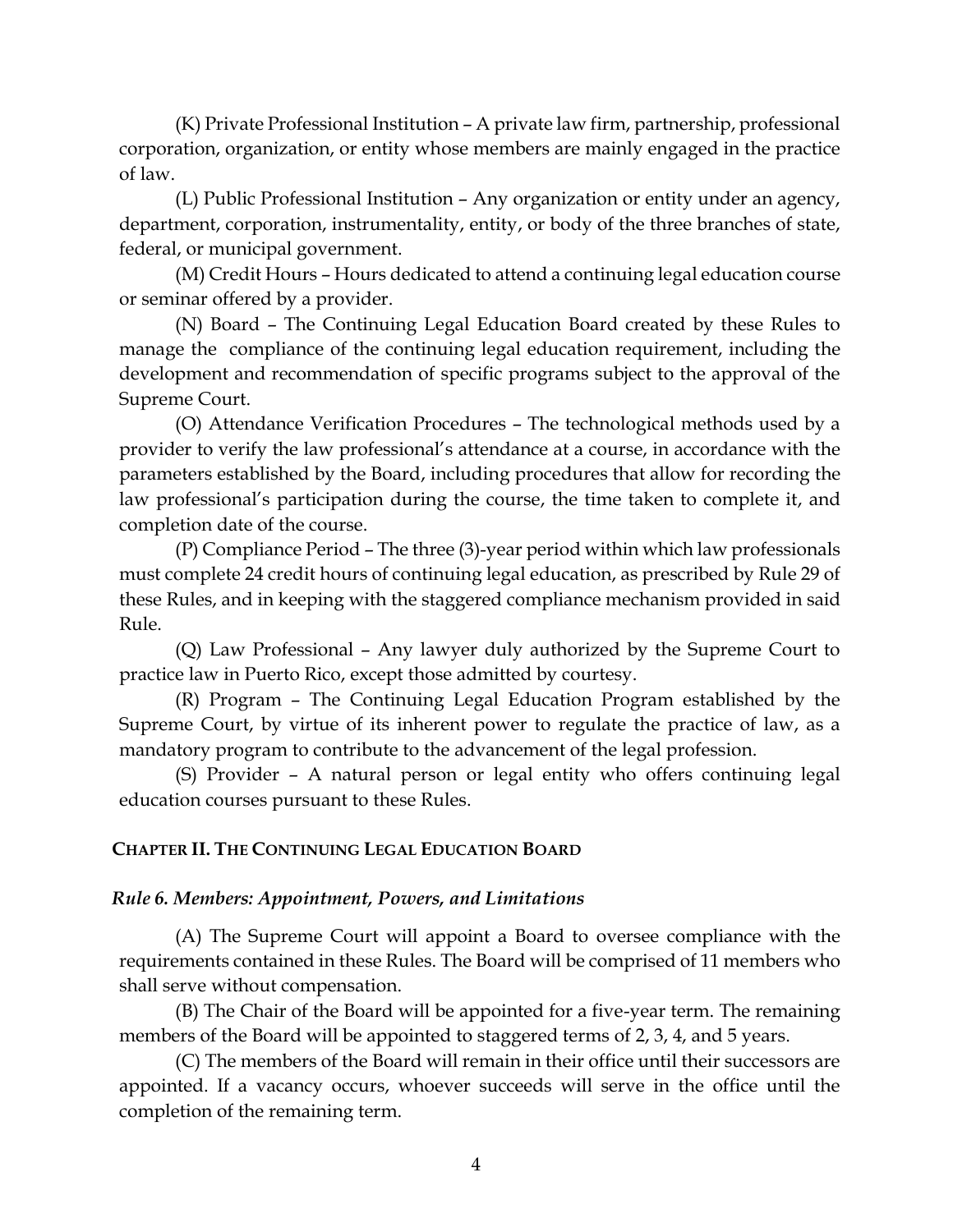(K) Private Professional Institution – A private law firm, partnership, professional corporation, organization, or entity whose members are mainly engaged in the practice of law.

(L) Public Professional Institution – Any organization or entity under an agency, department, corporation, instrumentality, entity, or body of the three branches of state, federal, or municipal government.

(M) Credit Hours – Hours dedicated to attend a continuing legal education course or seminar offered by a provider.

(N) Board – The Continuing Legal Education Board created by these Rules to manage the compliance of the continuing legal education requirement, including the development and recommendation of specific programs subject to the approval of the Supreme Court.

(O) Attendance Verification Procedures – The technological methods used by a provider to verify the law professional's attendance at a course, in accordance with the parameters established by the Board, including procedures that allow for recording the law professional's participation during the course, the time taken to complete it, and completion date of the course.

(P) Compliance Period – The three (3)-year period within which law professionals must complete 24 credit hours of continuing legal education, as prescribed by Rule 29 of these Rules, and in keeping with the staggered compliance mechanism provided in said Rule.

(Q) Law Professional – Any lawyer duly authorized by the Supreme Court to practice law in Puerto Rico, except those admitted by courtesy.

(R) Program – The Continuing Legal Education Program established by the Supreme Court, by virtue of its inherent power to regulate the practice of law, as a mandatory program to contribute to the advancement of the legal profession.

(S) Provider – A natural person or legal entity who offers continuing legal education courses pursuant to these Rules.

## CHAPTER II. THE CONTINUING LEGAL EDUCATION BOARD

### *Rule 6. Members: Appointment, Powers, and Limitations*

(A) The Supreme Court will appoint a Board to oversee compliance with the requirements contained in these Rules. The Board will be comprised of 11 members who shall serve without compensation.

(B) The Chair of the Board will be appointed for a five-year term. The remaining members of the Board will be appointed to staggered terms of 2, 3, 4, and 5 years.

(C) The members of the Board will remain in their office until their successors are appointed. If a vacancy occurs, whoever succeeds will serve in the office until the completion of the remaining term.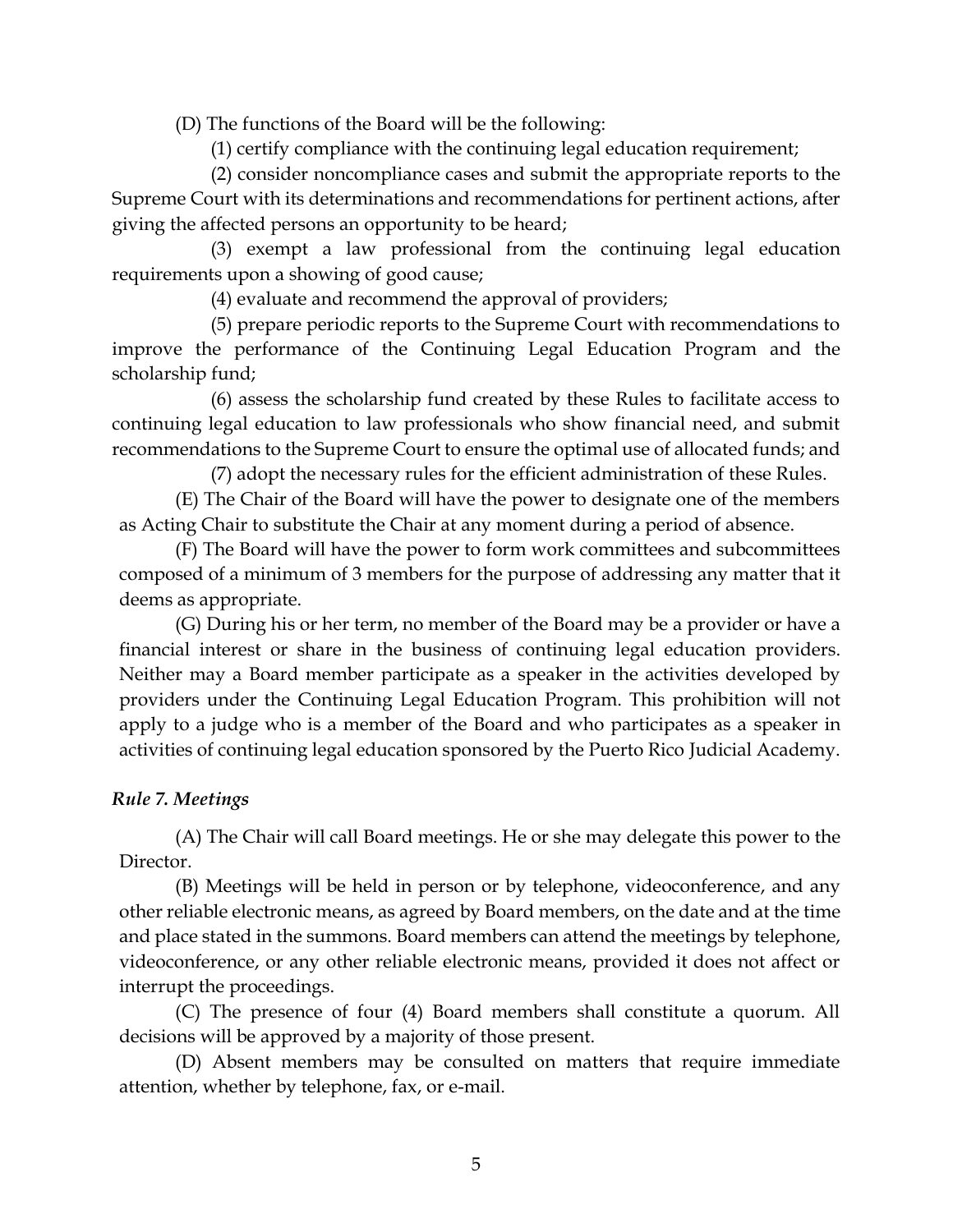(D) The functions of the Board will be the following:

(1) certify compliance with the continuing legal education requirement;

(2) consider noncompliance cases and submit the appropriate reports to the Supreme Court with its determinations and recommendations for pertinent actions, after giving the affected persons an opportunity to be heard;

(3) exempt a law professional from the continuing legal education requirements upon a showing of good cause;

(4) evaluate and recommend the approval of providers;

(5) prepare periodic reports to the Supreme Court with recommendations to improve the performance of the Continuing Legal Education Program and the scholarship fund;

(6) assess the scholarship fund created by these Rules to facilitate access to continuing legal education to law professionals who show financial need, and submit recommendations to the Supreme Court to ensure the optimal use of allocated funds; and

(7) adopt the necessary rules for the efficient administration of these Rules.

(E) The Chair of the Board will have the power to designate one of the members as Acting Chair to substitute the Chair at any moment during a period of absence.

(F) The Board will have the power to form work committees and subcommittees composed of a minimum of 3 members for the purpose of addressing any matter that it deems as appropriate.

(G) During his or her term, no member of the Board may be a provider or have a financial interest or share in the business of continuing legal education providers. Neither may a Board member participate as a speaker in the activities developed by providers under the Continuing Legal Education Program. This prohibition will not apply to a judge who is a member of the Board and who participates as a speaker in activities of continuing legal education sponsored by the Puerto Rico Judicial Academy.

### *Rule 7. Meetings*

(A) The Chair will call Board meetings. He or she may delegate this power to the Director.

(B) Meetings will be held in person or by telephone, videoconference, and any other reliable electronic means, as agreed by Board members, on the date and at the time and place stated in the summons. Board members can attend the meetings by telephone, videoconference, or any other reliable electronic means, provided it does not affect or interrupt the proceedings.

(C) The presence of four (4) Board members shall constitute a quorum. All decisions will be approved by a majority of those present.

(D) Absent members may be consulted on matters that require immediate attention, whether by telephone, fax, or e-mail.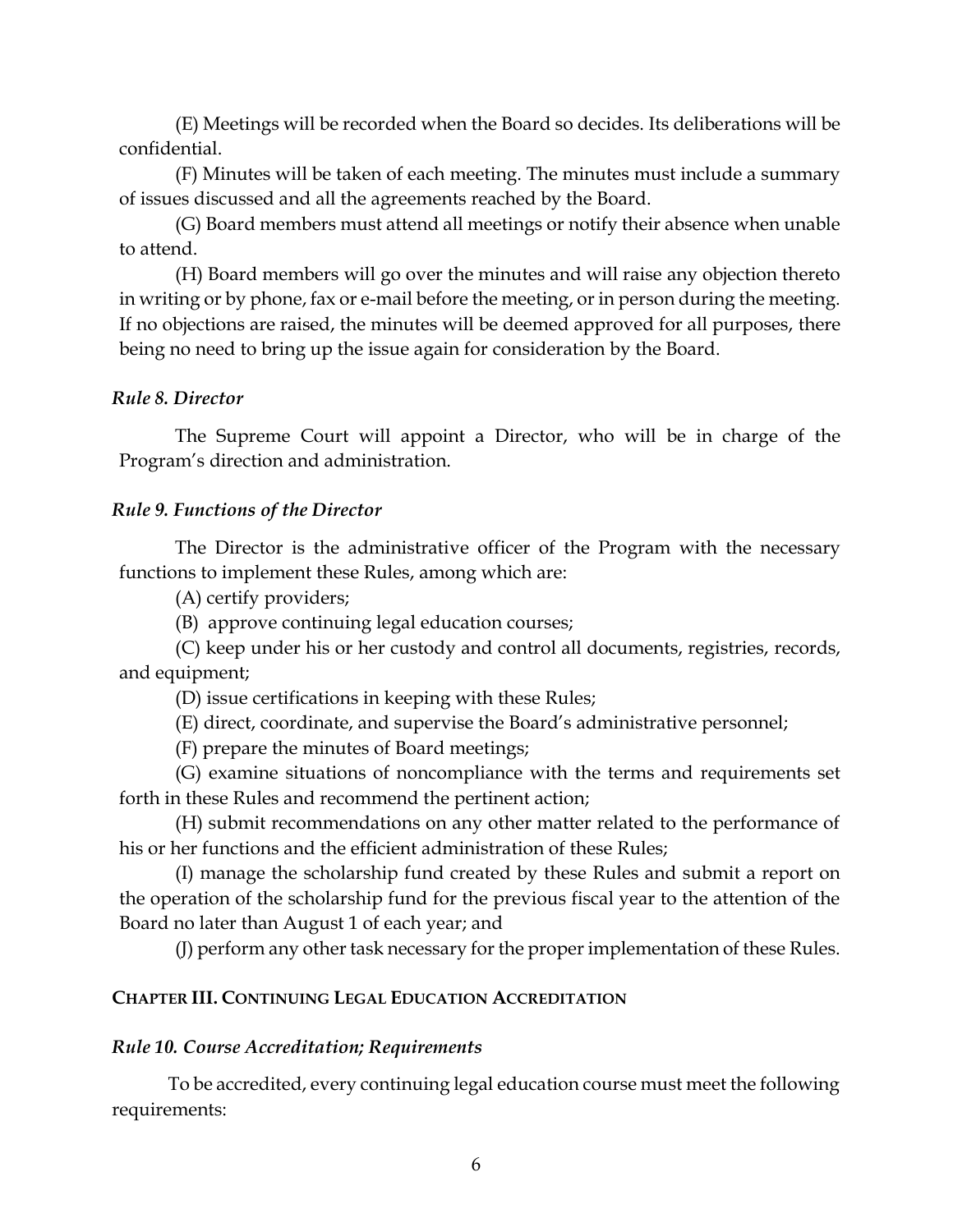(E) Meetings will be recorded when the Board so decides. Its deliberations will be confidential.

(F) Minutes will be taken of each meeting. The minutes must include a summary of issues discussed and all the agreements reached by the Board.

(G) Board members must attend all meetings or notify their absence when unable to attend.

(H) Board members will go over the minutes and will raise any objection thereto in writing or by phone, fax or e-mail before the meeting, or in person during the meeting. If no objections are raised, the minutes will be deemed approved for all purposes, there being no need to bring up the issue again for consideration by the Board.

### *Rule 8. Director*

The Supreme Court will appoint a Director, who will be in charge of the Program's direction and administration.

### *Rule 9. Functions of the Director*

The Director is the administrative officer of the Program with the necessary functions to implement these Rules, among which are:

(A) certify providers;

(B) approve continuing legal education courses;

(C) keep under his or her custody and control all documents, registries, records, and equipment;

(D) issue certifications in keeping with these Rules;

(E) direct, coordinate, and supervise the Board's administrative personnel;

(F) prepare the minutes of Board meetings;

(G) examine situations of noncompliance with the terms and requirements set forth in these Rules and recommend the pertinent action;

(H) submit recommendations on any other matter related to the performance of his or her functions and the efficient administration of these Rules;

(I) manage the scholarship fund created by these Rules and submit a report on the operation of the scholarship fund for the previous fiscal year to the attention of the Board no later than August 1 of each year; and

(J) perform any other task necessary for the proper implementation of these Rules.

## **CHAPTER III. CONTINUING LEGAL EDUCATION ACCREDITATION**

### *Rule 10. Course Accreditation; Requirements*

To be accredited, every continuing legal education course must meet the following requirements: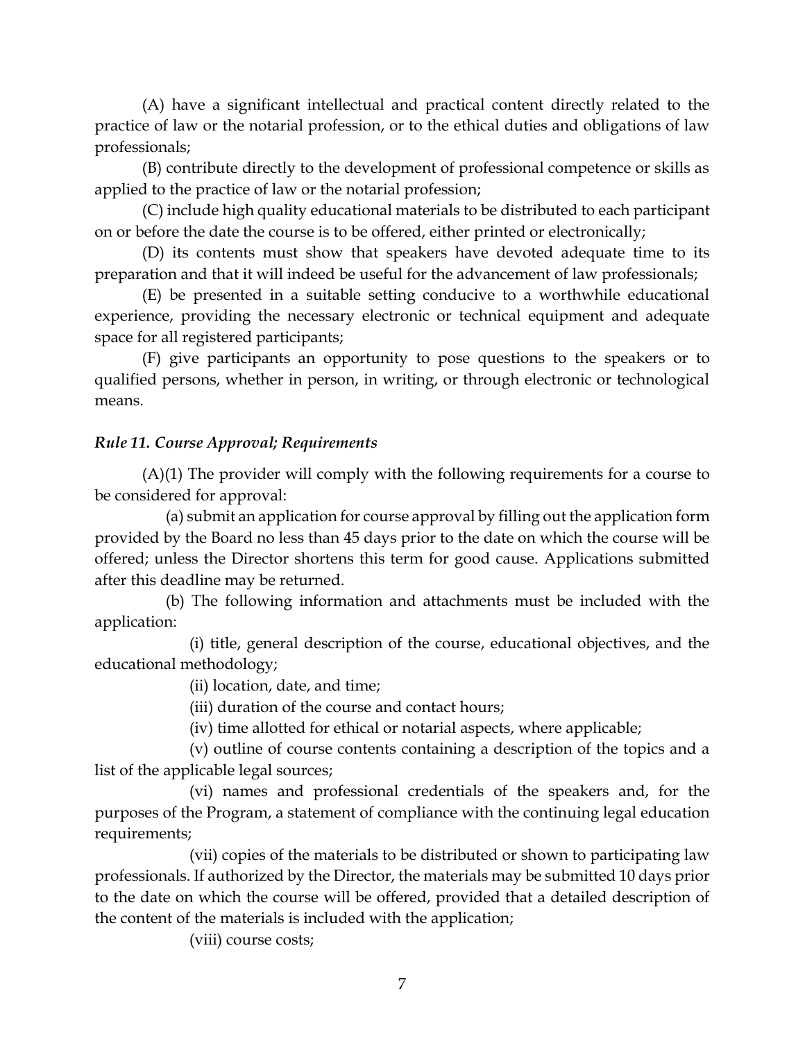(A) have a significant intellectual and practical content directly related to the practice of law or the notarial profession, or to the ethical duties and obligations of law professionals;

(B) contribute directly to the development of professional competence or skills as applied to the practice of law or the notarial profession;

(C) include high quality educational materials to be distributed to each participant on or before the date the course is to be offered, either printed or electronically;

(D) its contents must show that speakers have devoted adequate time to its preparation and that it will indeed be useful for the advancement of law professionals;

(E) be presented in a suitable setting conducive to a worthwhile educational experience, providing the necessary electronic or technical equipment and adequate space for all registered participants;

(F) give participants an opportunity to pose questions to the speakers or to qualified persons, whether in person, in writing, or through electronic or technological means.

***Rule 11. Course Approval; Requirements***

(A)(1) The provider will comply with the following requirements for a course to be considered for approval:

(a) submit an application for course approval by filling out the application form provided by the Board no less than 45 days prior to the date on which the course will be offered; unless the Director shortens this term for good cause. Applications submitted after this deadline may be returned.

(b) The following information and attachments must be included with the application:

(i) title, general description of the course, educational objectives, and the educational methodology;

(ii) location, date, and time;

(iii) duration of the course and contact hours;

(iv) time allotted for ethical or notarial aspects, where applicable;

(v) outline of course contents containing a description of the topics and a list of the applicable legal sources;

(vi) names and professional credentials of the speakers and, for the purposes of the Program, a statement of compliance with the continuing legal education requirements;

(vii) copies of the materials to be distributed or shown to participating law professionals. If authorized by the Director, the materials may be submitted 10 days prior to the date on which the course will be offered, provided that a detailed description of the content of the materials is included with the application;

(viii) course costs;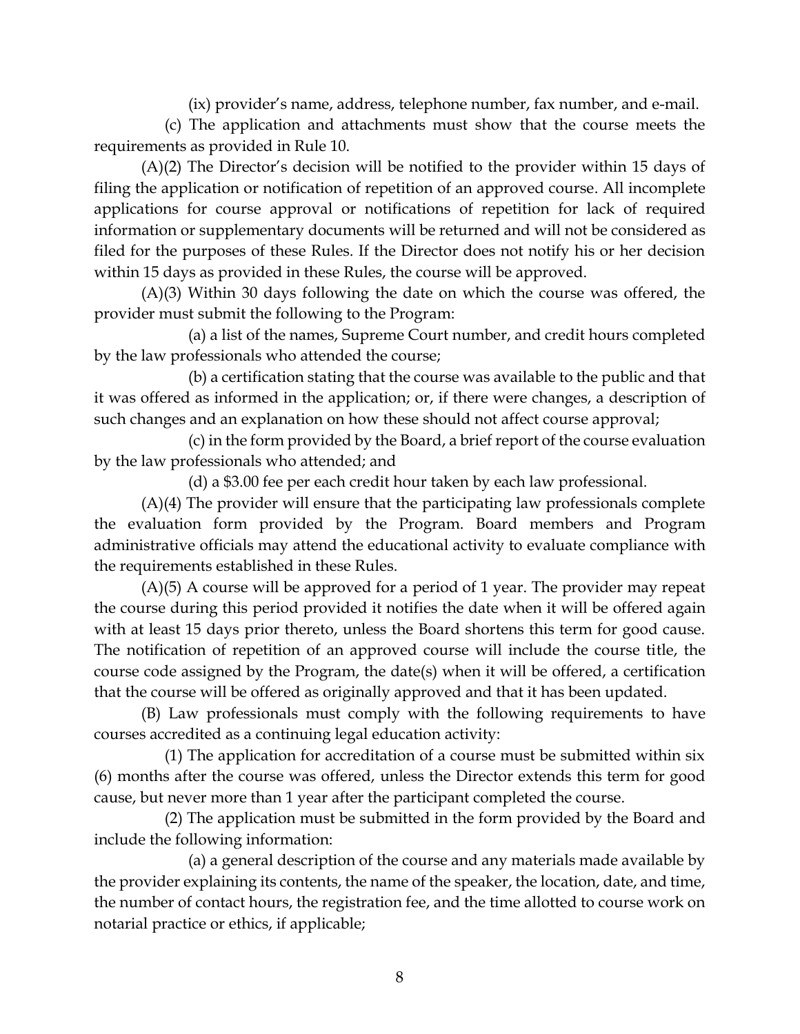(ix) provider's name, address, telephone number, fax number, and e-mail.

(c) The application and attachments must show that the course meets the requirements as provided in Rule 10.

(A)(2) The Director's decision will be notified to the provider within 15 days of filing the application or notification of repetition of an approved course. All incomplete applications for course approval or notifications of repetition for lack of required information or supplementary documents will be returned and will not be considered as filed for the purposes of these Rules. If the Director does not notify his or her decision within 15 days as provided in these Rules, the course will be approved.

(A)(3) Within 30 days following the date on which the course was offered, the provider must submit the following to the Program:

(a) a list of the names, Supreme Court number, and credit hours completed by the law professionals who attended the course;

(b) a certification stating that the course was available to the public and that it was offered as informed in the application; or, if there were changes, a description of such changes and an explanation on how these should not affect course approval;

(c) in the form provided by the Board, a brief report of the course evaluation by the law professionals who attended; and

(d) a $3.00 fee per each credit hour taken by each law professional.

(A)(4) The provider will ensure that the participating law professionals complete the evaluation form provided by the Program. Board members and Program administrative officials may attend the educational activity to evaluate compliance with the requirements established in these Rules.

(A)(5) A course will be approved for a period of 1 year. The provider may repeat the course during this period provided it notifies the date when it will be offered again with at least 15 days prior thereto, unless the Board shortens this term for good cause. The notification of repetition of an approved course will include the course title, the course code assigned by the Program, the date(s) when it will be offered, a certification that the course will be offered as originally approved and that it has been updated.

(B) Law professionals must comply with the following requirements to have courses accredited as a continuing legal education activity:

(1) The application for accreditation of a course must be submitted within six (6) months after the course was offered, unless the Director extends this term for good cause, but never more than 1 year after the participant completed the course.

(2) The application must be submitted in the form provided by the Board and include the following information:

(a) a general description of the course and any materials made available by the provider explaining its contents, the name of the speaker, the location, date, and time, the number of contact hours, the registration fee, and the time allotted to course work on notarial practice or ethics, if applicable;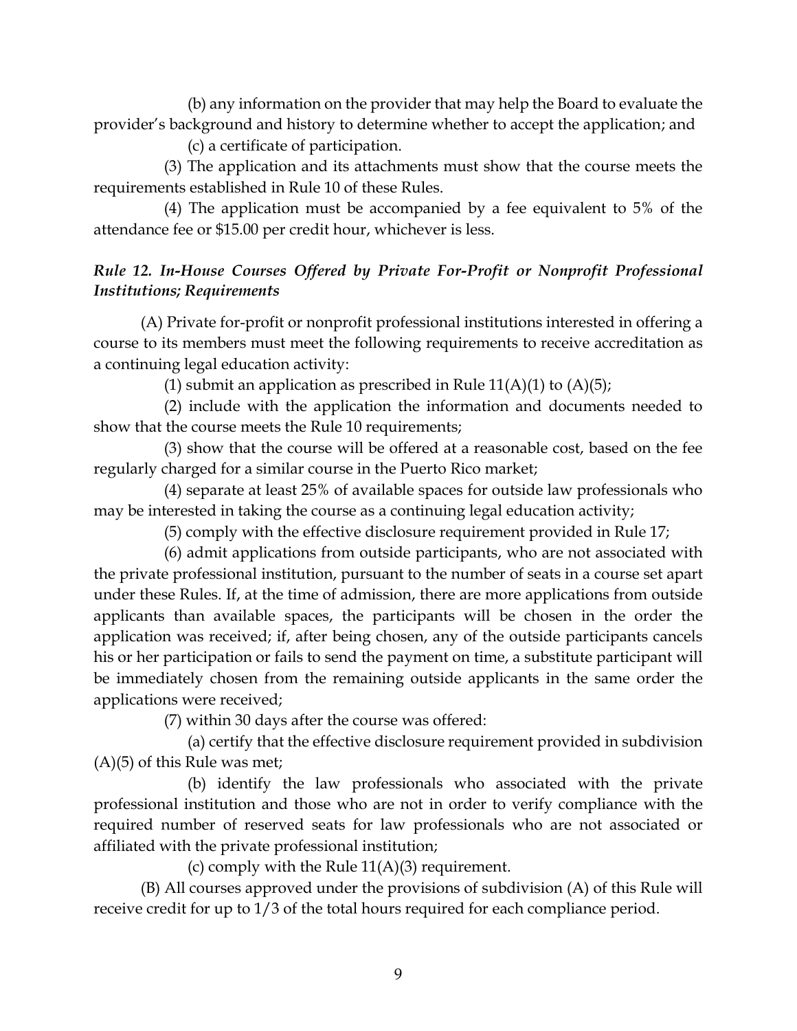(b) any information on the provider that may help the Board to evaluate the provider's background and history to determine whether to accept the application; and

(c) a certificate of participation.

(3) The application and its attachments must show that the course meets the requirements established in Rule 10 of these Rules.

(4) The application must be accompanied by a fee equivalent to 5% of the attendance fee or $15.00 per credit hour, whichever is less.

### *Rule 12. In-House Courses Offered by Private For-Profit or Nonprofit Professional Institutions; Requirements*

(A) Private for-profit or nonprofit professional institutions interested in offering a course to its members must meet the following requirements to receive accreditation as a continuing legal education activity:

(1) submit an application as prescribed in Rule 11(A)(1) to (A)(5);

(2) include with the application the information and documents needed to show that the course meets the Rule 10 requirements;

(3) show that the course will be offered at a reasonable cost, based on the fee regularly charged for a similar course in the Puerto Rico market;

(4) separate at least 25% of available spaces for outside law professionals who may be interested in taking the course as a continuing legal education activity;

(5) comply with the effective disclosure requirement provided in Rule 17;

(6) admit applications from outside participants, who are not associated with the private professional institution, pursuant to the number of seats in a course set apart under these Rules. If, at the time of admission, there are more applications from outside applicants than available spaces, the participants will be chosen in the order the application was received; if, after being chosen, any of the outside participants cancels his or her participation or fails to send the payment on time, a substitute participant will be immediately chosen from the remaining outside applicants in the same order the applications were received;

(7) within 30 days after the course was offered:

(a) certify that the effective disclosure requirement provided in subdivision (A)(5) of this Rule was met;

(b) identify the law professionals who associated with the private professional institution and those who are not in order to verify compliance with the required number of reserved seats for law professionals who are not associated or affiliated with the private professional institution;

(c) comply with the Rule 11(A)(3) requirement.

(B) All courses approved under the provisions of subdivision (A) of this Rule will receive credit for up to 1/3 of the total hours required for each compliance period.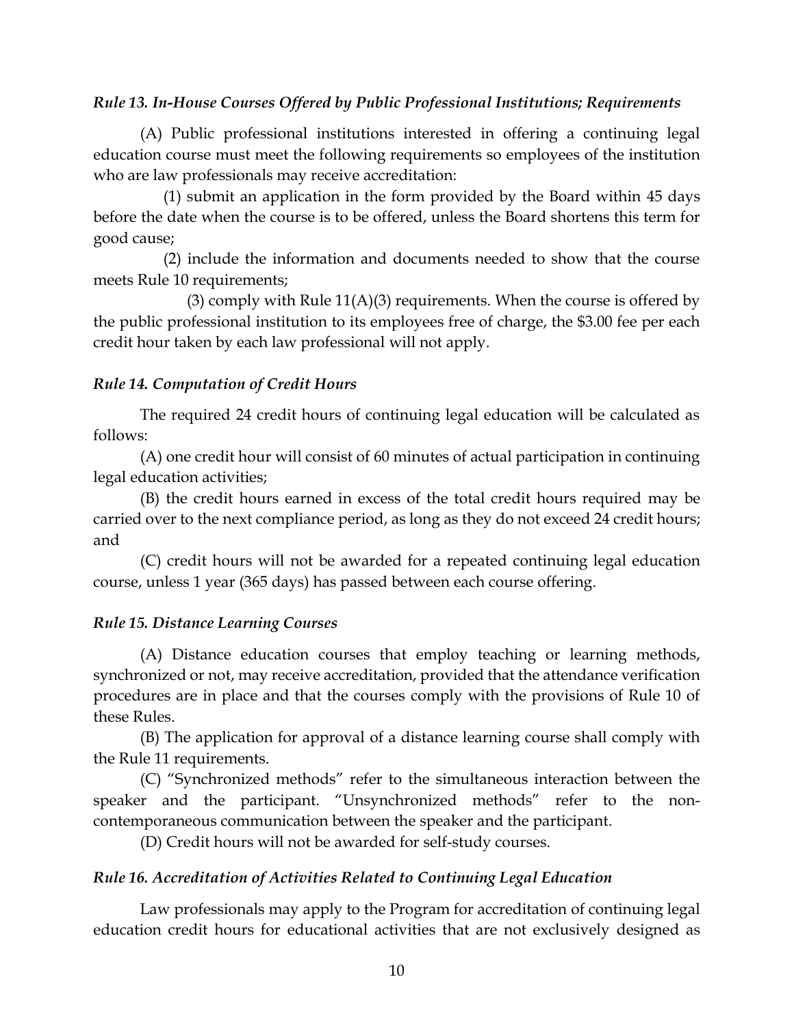### *Rule 13. In-House Courses Offered by Public Professional Institutions; Requirements*

(A) Public professional institutions interested in offering a continuing legal education course must meet the following requirements so employees of the institution who are law professionals may receive accreditation:

(1) submit an application in the form provided by the Board within 45 days before the date when the course is to be offered, unless the Board shortens this term for good cause;

(2) include the information and documents needed to show that the course meets Rule 10 requirements;

(3) comply with Rule 11(A)(3) requirements. When the course is offered by the public professional institution to its employees free of charge, the $3.00 fee per each credit hour taken by each law professional will not apply.

### *Rule 14. Computation of Credit Hours*

The required 24 credit hours of continuing legal education will be calculated as follows:

(A) one credit hour will consist of 60 minutes of actual participation in continuing legal education activities;

(B) the credit hours earned in excess of the total credit hours required may be carried over to the next compliance period, as long as they do not exceed 24 credit hours; and

(C) credit hours will not be awarded for a repeated continuing legal education course, unless 1 year (365 days) has passed between each course offering.

### *Rule 15. Distance Learning Courses*

(A) Distance education courses that employ teaching or learning methods, synchronized or not, may receive accreditation, provided that the attendance verification procedures are in place and that the courses comply with the provisions of Rule 10 of these Rules.

(B) The application for approval of a distance learning course shall comply with the Rule 11 requirements.

(C) "Synchronized methods" refer to the simultaneous interaction between the speaker and the participant. "Unsynchronized methods" refer to the non-contemporaneous communication between the speaker and the participant.

(D) Credit hours will not be awarded for self-study courses.

### *Rule 16. Accreditation of Activities Related to Continuing Legal Education*

Law professionals may apply to the Program for accreditation of continuing legal education credit hours for educational activities that are not exclusively designed as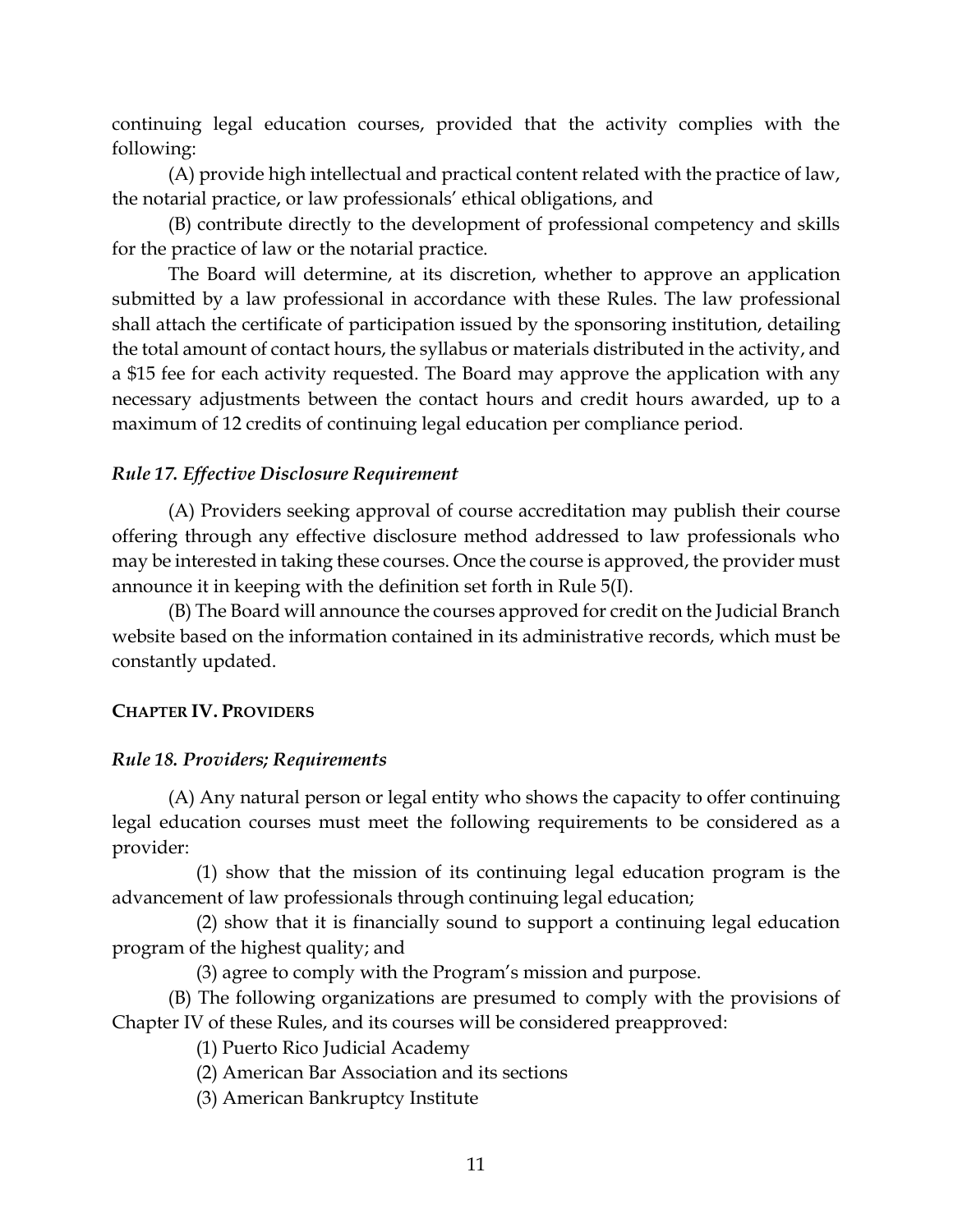continuing legal education courses, provided that the activity complies with the following:

(A) provide high intellectual and practical content related with the practice of law, the notarial practice, or law professionals' ethical obligations, and

(B) contribute directly to the development of professional competency and skills for the practice of law or the notarial practice.

The Board will determine, at its discretion, whether to approve an application submitted by a law professional in accordance with these Rules. The law professional shall attach the certificate of participation issued by the sponsoring institution, detailing the total amount of contact hours, the syllabus or materials distributed in the activity, and a $15 fee for each activity requested. The Board may approve the application with any necessary adjustments between the contact hours and credit hours awarded, up to a maximum of 12 credits of continuing legal education per compliance period.

### *Rule 17. Effective Disclosure Requirement*

(A) Providers seeking approval of course accreditation may publish their course offering through any effective disclosure method addressed to law professionals who may be interested in taking these courses. Once the course is approved, the provider must announce it in keeping with the definition set forth in Rule 5(I).

(B) The Board will announce the courses approved for credit on the Judicial Branch website based on the information contained in its administrative records, which must be constantly updated.

## CHAPTER IV. PROVIDERS

### *Rule 18. Providers; Requirements*

(A) Any natural person or legal entity who shows the capacity to offer continuing legal education courses must meet the following requirements to be considered as a provider:

(1) show that the mission of its continuing legal education program is the advancement of law professionals through continuing legal education;

(2) show that it is financially sound to support a continuing legal education program of the highest quality; and

(3) agree to comply with the Program's mission and purpose.

(B) The following organizations are presumed to comply with the provisions of Chapter IV of these Rules, and its courses will be considered preapproved:

(1) Puerto Rico Judicial Academy

(2) American Bar Association and its sections

(3) American Bankruptcy Institute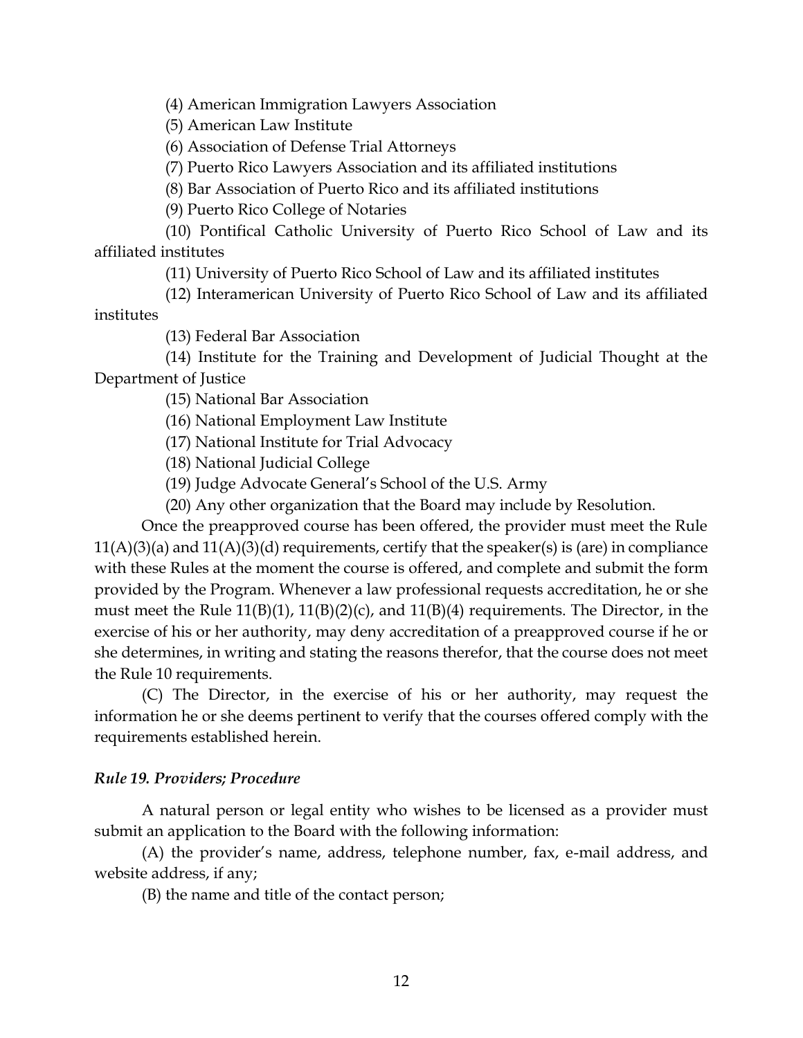(4) American Immigration Lawyers Association

(5) American Law Institute

(6) Association of Defense Trial Attorneys

(7) Puerto Rico Lawyers Association and its affiliated institutions

(8) Bar Association of Puerto Rico and its affiliated institutions

(9) Puerto Rico College of Notaries

(10) Pontifical Catholic University of Puerto Rico School of Law and its affiliated institutes

(11) University of Puerto Rico School of Law and its affiliated institutes

(12) Interamerican University of Puerto Rico School of Law and its affiliated institutes

(13) Federal Bar Association

(14) Institute for the Training and Development of Judicial Thought at the Department of Justice

(15) National Bar Association

(16) National Employment Law Institute

(17) National Institute for Trial Advocacy

(18) National Judicial College

(19) Judge Advocate General's School of the U.S. Army

(20) Any other organization that the Board may include by Resolution.

Once the preapproved course has been offered, the provider must meet the Rule 11(A)(3)(a) and 11(A)(3)(d) requirements, certify that the speaker(s) is (are) in compliance with these Rules at the moment the course is offered, and complete and submit the form provided by the Program. Whenever a law professional requests accreditation, he or she must meet the Rule 11(B)(1), 11(B)(2)(c), and 11(B)(4) requirements. The Director, in the exercise of his or her authority, may deny accreditation of a preapproved course if he or she determines, in writing and stating the reasons therefor, that the course does not meet the Rule 10 requirements.

(C) The Director, in the exercise of his or her authority, may request the information he or she deems pertinent to verify that the courses offered comply with the requirements established herein.

***Rule 19. Providers; Procedure***

A natural person or legal entity who wishes to be licensed as a provider must submit an application to the Board with the following information:

(A) the provider's name, address, telephone number, fax, e-mail address, and website address, if any;

(B) the name and title of the contact person;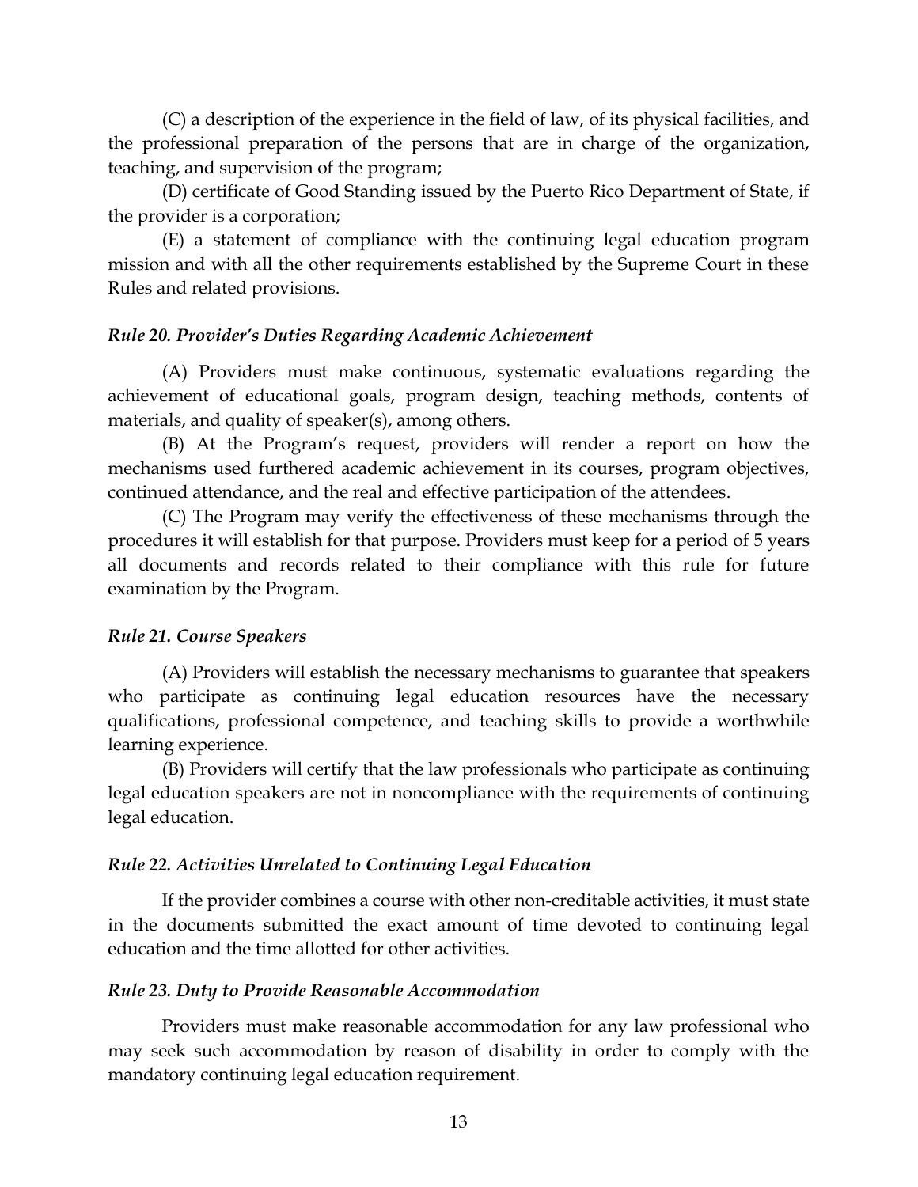(C) a description of the experience in the field of law, of its physical facilities, and the professional preparation of the persons that are in charge of the organization, teaching, and supervision of the program;

(D) certificate of Good Standing issued by the Puerto Rico Department of State, if the provider is a corporation;

(E) a statement of compliance with the continuing legal education program mission and with all the other requirements established by the Supreme Court in these Rules and related provisions.

***Rule 20. Provider's Duties Regarding Academic Achievement***

(A) Providers must make continuous, systematic evaluations regarding the achievement of educational goals, program design, teaching methods, contents of materials, and quality of speaker(s), among others.

(B) At the Program's request, providers will render a report on how the mechanisms used furthered academic achievement in its courses, program objectives, continued attendance, and the real and effective participation of the attendees.

(C) The Program may verify the effectiveness of these mechanisms through the procedures it will establish for that purpose. Providers must keep for a period of 5 years all documents and records related to their compliance with this rule for future examination by the Program.

***Rule 21. Course Speakers***

(A) Providers will establish the necessary mechanisms to guarantee that speakers who participate as continuing legal education resources have the necessary qualifications, professional competence, and teaching skills to provide a worthwhile learning experience.

(B) Providers will certify that the law professionals who participate as continuing legal education speakers are not in noncompliance with the requirements of continuing legal education.

***Rule 22. Activities Unrelated to Continuing Legal Education***

If the provider combines a course with other non-creditable activities, it must state in the documents submitted the exact amount of time devoted to continuing legal education and the time allotted for other activities.

***Rule 23. Duty to Provide Reasonable Accommodation***

Providers must make reasonable accommodation for any law professional who may seek such accommodation by reason of disability in order to comply with the mandatory continuing legal education requirement.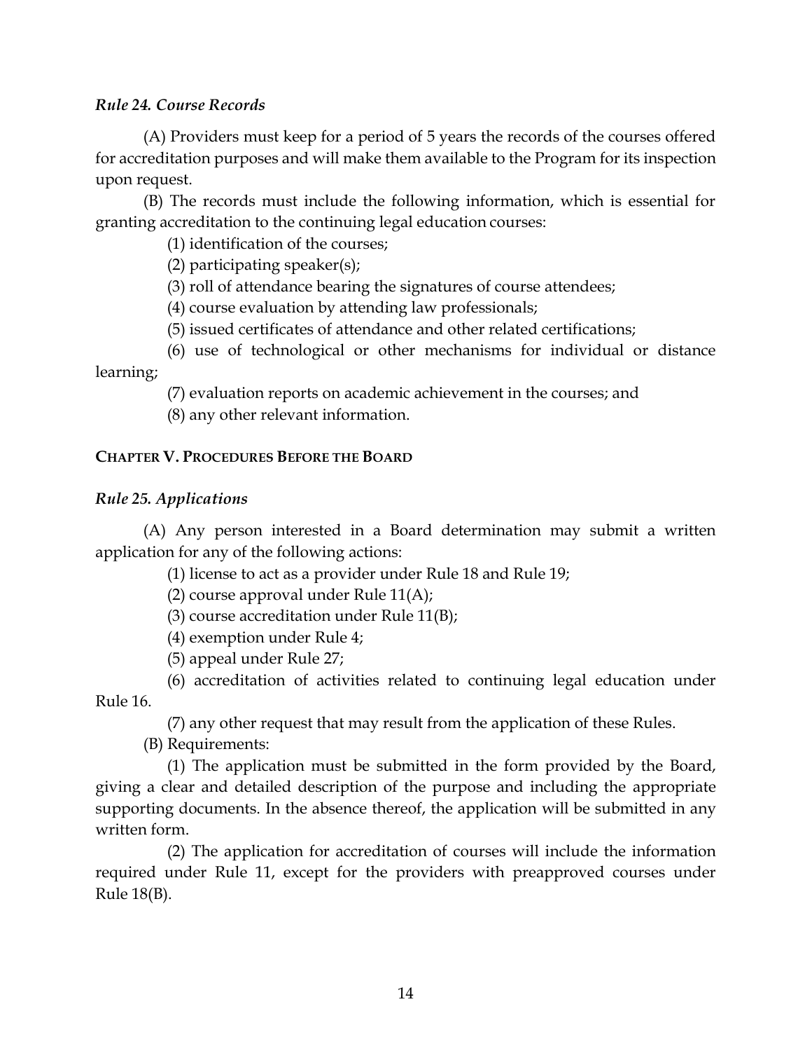### *Rule 24. Course Records*

(A) Providers must keep for a period of 5 years the records of the courses offered for accreditation purposes and will make them available to the Program for its inspection upon request.

(B) The records must include the following information, which is essential for granting accreditation to the continuing legal education courses:

(1) identification of the courses;

(2) participating speaker(s);

(3) roll of attendance bearing the signatures of course attendees;

(4) course evaluation by attending law professionals;

(5) issued certificates of attendance and other related certifications;

(6) use of technological or other mechanisms for individual or distance learning;

(7) evaluation reports on academic achievement in the courses; and

(8) any other relevant information.

## CHAPTER V. PROCEDURES BEFORE THE BOARD

### *Rule 25. Applications*

(A) Any person interested in a Board determination may submit a written application for any of the following actions:

(1) license to act as a provider under Rule 18 and Rule 19;

(2) course approval under Rule 11(A);

(3) course accreditation under Rule 11(B);

(4) exemption under Rule 4;

(5) appeal under Rule 27;

(6) accreditation of activities related to continuing legal education under Rule 16.

(7) any other request that may result from the application of these Rules.

(B) Requirements:

(1) The application must be submitted in the form provided by the Board, giving a clear and detailed description of the purpose and including the appropriate supporting documents. In the absence thereof, the application will be submitted in any written form.

(2) The application for accreditation of courses will include the information required under Rule 11, except for the providers with preapproved courses under Rule 18(B).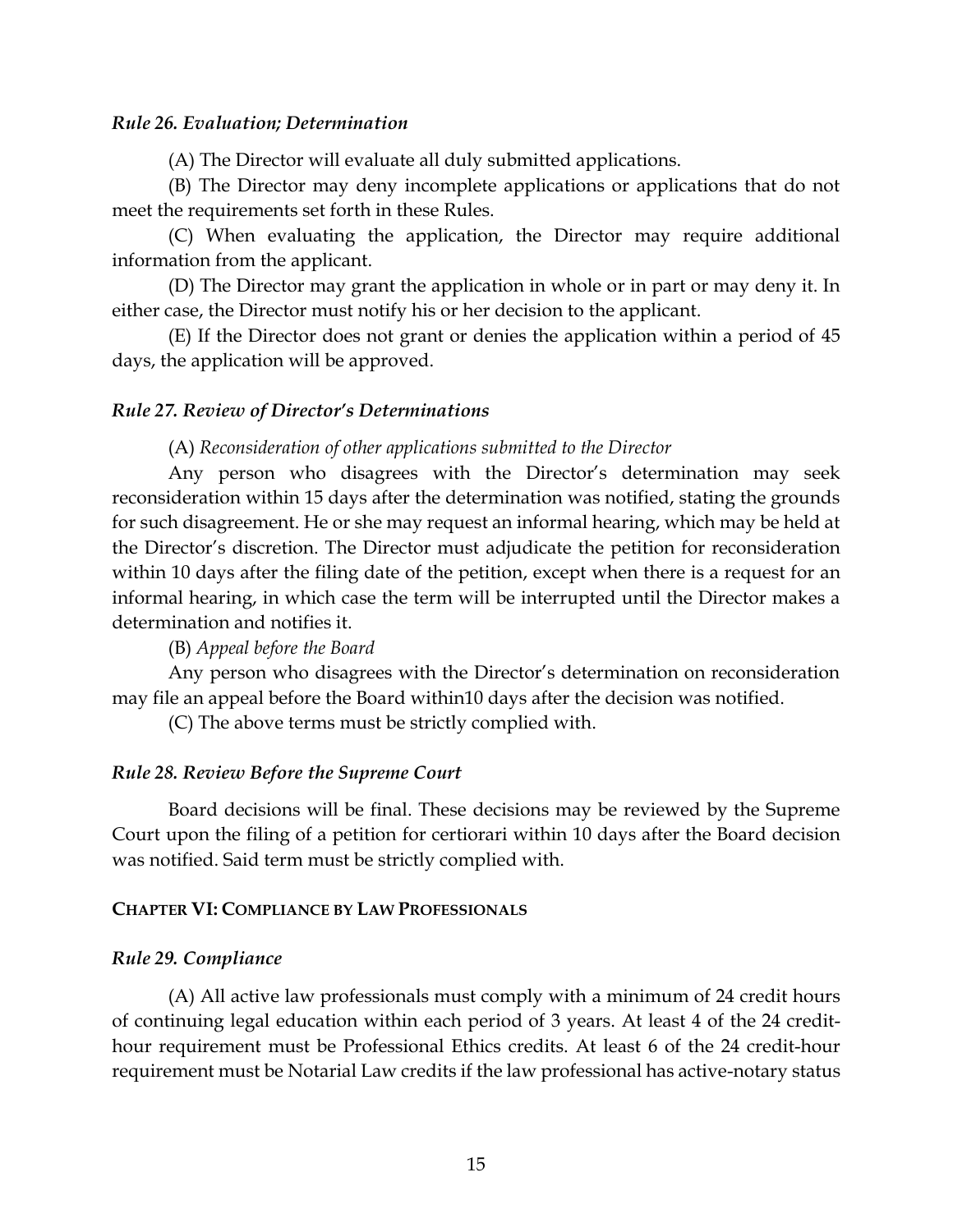### *Rule 26. Evaluation; Determination*

(A) The Director will evaluate all duly submitted applications.

(B) The Director may deny incomplete applications or applications that do not meet the requirements set forth in these Rules.

(C) When evaluating the application, the Director may require additional information from the applicant.

(D) The Director may grant the application in whole or in part or may deny it. In either case, the Director must notify his or her decision to the applicant.

(E) If the Director does not grant or denies the application within a period of 45 days, the application will be approved.

### *Rule 27. Review of Director's Determinations*

(A) *Reconsideration of other applications submitted to the Director*

Any person who disagrees with the Director's determination may seek reconsideration within 15 days after the determination was notified, stating the grounds for such disagreement. He or she may request an informal hearing, which may be held at the Director's discretion. The Director must adjudicate the petition for reconsideration within 10 days after the filing date of the petition, except when there is a request for an informal hearing, in which case the term will be interrupted until the Director makes a determination and notifies it.

(B) *Appeal before the Board*

Any person who disagrees with the Director's determination on reconsideration may file an appeal before the Board within10 days after the decision was notified.

(C) The above terms must be strictly complied with.

### *Rule 28. Review Before the Supreme Court*

Board decisions will be final. These decisions may be reviewed by the Supreme Court upon the filing of a petition for certiorari within 10 days after the Board decision was notified. Said term must be strictly complied with.

## **CHAPTER VI: COMPLIANCE BY LAW PROFESSIONALS**

### *Rule 29. Compliance*

(A) All active law professionals must comply with a minimum of 24 credit hours of continuing legal education within each period of 3 years. At least 4 of the 24 credit-hour requirement must be Professional Ethics credits. At least 6 of the 24 credit-hour requirement must be Notarial Law credits if the law professional has active-notary status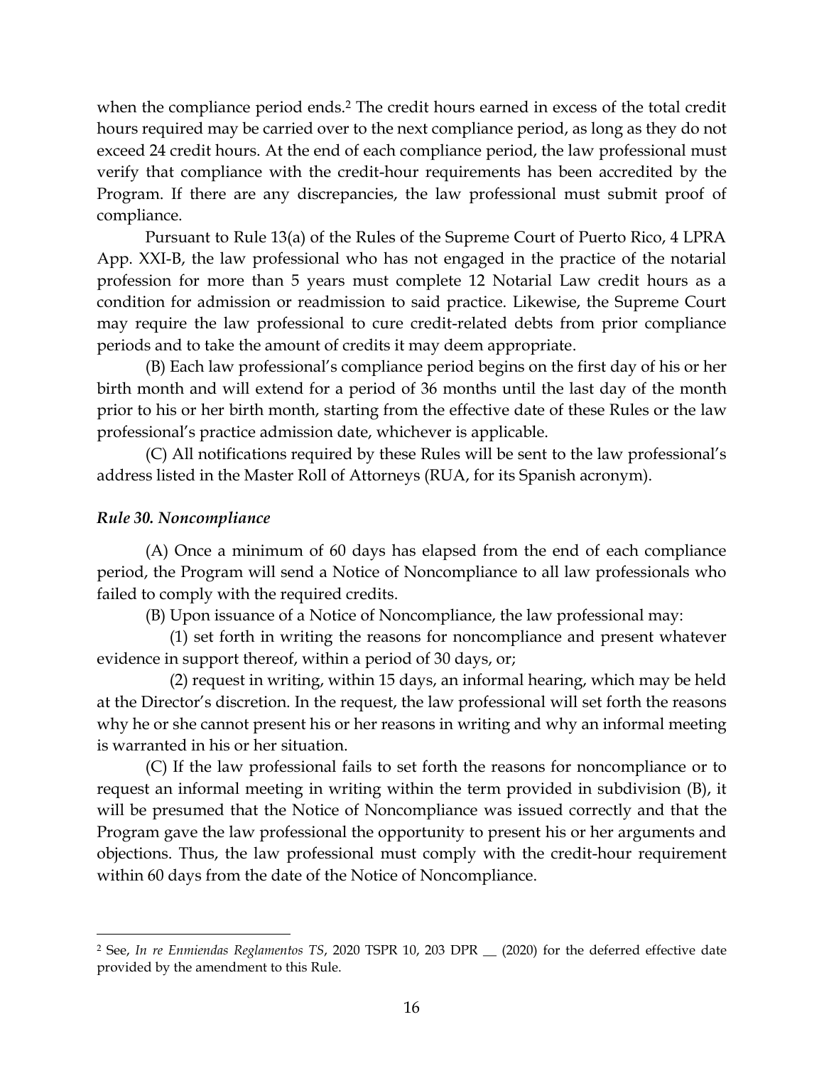when the compliance period ends.[2] The credit hours earned in excess of the total credit hours required may be carried over to the next compliance period, as long as they do not exceed 24 credit hours. At the end of each compliance period, the law professional must verify that compliance with the credit-hour requirements has been accredited by the Program. If there are any discrepancies, the law professional must submit proof of compliance.

Pursuant to Rule 13(a) of the Rules of the Supreme Court of Puerto Rico, 4 LPRA App. XXI-B, the law professional who has not engaged in the practice of the notarial profession for more than 5 years must complete 12 Notarial Law credit hours as a condition for admission or readmission to said practice. Likewise, the Supreme Court may require the law professional to cure credit-related debts from prior compliance periods and to take the amount of credits it may deem appropriate.

(B) Each law professional's compliance period begins on the first day of his or her birth month and will extend for a period of 36 months until the last day of the month prior to his or her birth month, starting from the effective date of these Rules or the law professional's practice admission date, whichever is applicable.

(C) All notifications required by these Rules will be sent to the law professional's address listed in the Master Roll of Attorneys (RUA, for its Spanish acronym).

### *Rule 30. Noncompliance*

(A) Once a minimum of 60 days has elapsed from the end of each compliance period, the Program will send a Notice of Noncompliance to all law professionals who failed to comply with the required credits.

(B) Upon issuance of a Notice of Noncompliance, the law professional may:

(1) set forth in writing the reasons for noncompliance and present whatever evidence in support thereof, within a period of 30 days, or;

(2) request in writing, within 15 days, an informal hearing, which may be held at the Director's discretion. In the request, the law professional will set forth the reasons why he or she cannot present his or her reasons in writing and why an informal meeting is warranted in his or her situation.

(C) If the law professional fails to set forth the reasons for noncompliance or to request an informal meeting in writing within the term provided in subdivision (B), it will be presumed that the Notice of Noncompliance was issued correctly and that the Program gave the law professional the opportunity to present his or her arguments and objections. Thus, the law professional must comply with the credit-hour requirement within 60 days from the date of the Notice of Noncompliance.

---

[2] See, *In re Enmiendas Reglamentos TS*, 2020 TSPR 10, 203 DPR __ (2020) for the deferred effective date provided by the amendment to this Rule.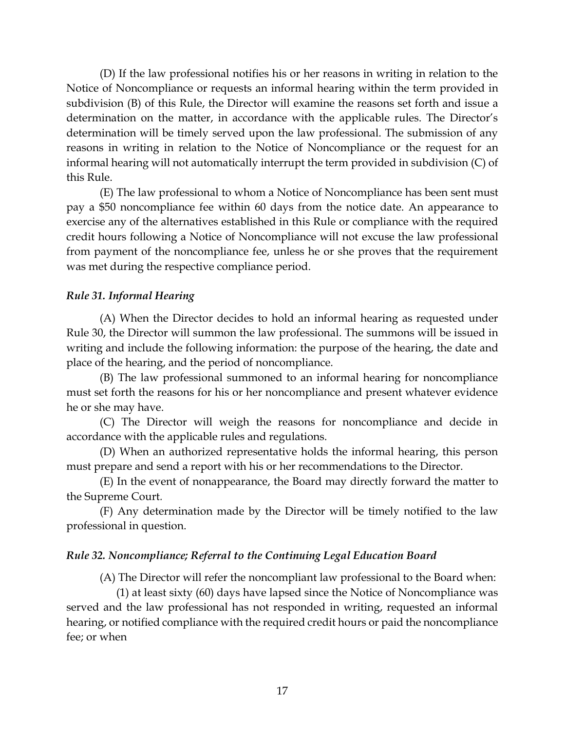(D) If the law professional notifies his or her reasons in writing in relation to the Notice of Noncompliance or requests an informal hearing within the term provided in subdivision (B) of this Rule, the Director will examine the reasons set forth and issue a determination on the matter, in accordance with the applicable rules. The Director's determination will be timely served upon the law professional. The submission of any reasons in writing in relation to the Notice of Noncompliance or the request for an informal hearing will not automatically interrupt the term provided in subdivision (C) of this Rule.

(E) The law professional to whom a Notice of Noncompliance has been sent must pay a $50 noncompliance fee within 60 days from the notice date. An appearance to exercise any of the alternatives established in this Rule or compliance with the required credit hours following a Notice of Noncompliance will not excuse the law professional from payment of the noncompliance fee, unless he or she proves that the requirement was met during the respective compliance period.

### *Rule 31. Informal Hearing*

(A) When the Director decides to hold an informal hearing as requested under Rule 30, the Director will summon the law professional. The summons will be issued in writing and include the following information: the purpose of the hearing, the date and place of the hearing, and the period of noncompliance.

(B) The law professional summoned to an informal hearing for noncompliance must set forth the reasons for his or her noncompliance and present whatever evidence he or she may have.

(C) The Director will weigh the reasons for noncompliance and decide in accordance with the applicable rules and regulations.

(D) When an authorized representative holds the informal hearing, this person must prepare and send a report with his or her recommendations to the Director.

(E) In the event of nonappearance, the Board may directly forward the matter to the Supreme Court.

(F) Any determination made by the Director will be timely notified to the law professional in question.

### *Rule 32. Noncompliance; Referral to the Continuing Legal Education Board*

(A) The Director will refer the noncompliant law professional to the Board when:

(1) at least sixty (60) days have lapsed since the Notice of Noncompliance was served and the law professional has not responded in writing, requested an informal hearing, or notified compliance with the required credit hours or paid the noncompliance fee; or when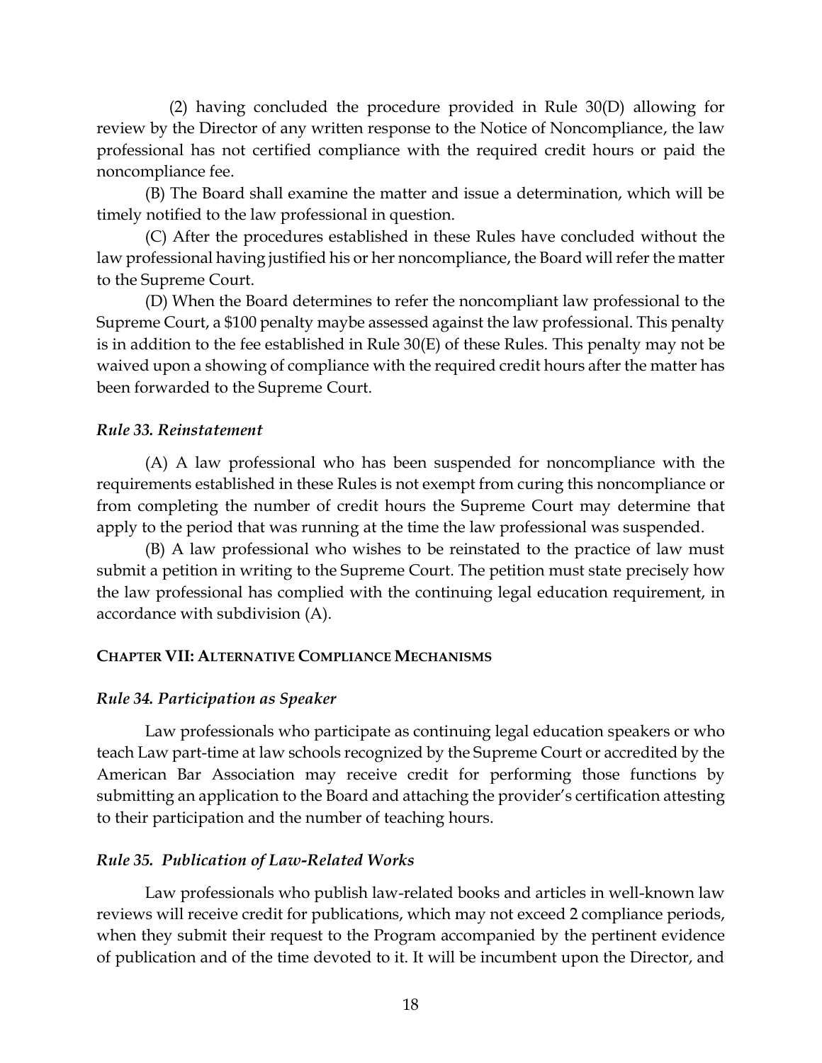(2) having concluded the procedure provided in Rule 30(D) allowing for review by the Director of any written response to the Notice of Noncompliance, the law professional has not certified compliance with the required credit hours or paid the noncompliance fee.

(B) The Board shall examine the matter and issue a determination, which will be timely notified to the law professional in question.

(C) After the procedures established in these Rules have concluded without the law professional having justified his or her noncompliance, the Board will refer the matter to the Supreme Court.

(D) When the Board determines to refer the noncompliant law professional to the Supreme Court, a $100 penalty maybe assessed against the law professional. This penalty is in addition to the fee established in Rule 30(E) of these Rules. This penalty may not be waived upon a showing of compliance with the required credit hours after the matter has been forwarded to the Supreme Court.

### *Rule 33. Reinstatement*

(A) A law professional who has been suspended for noncompliance with the requirements established in these Rules is not exempt from curing this noncompliance or from completing the number of credit hours the Supreme Court may determine that apply to the period that was running at the time the law professional was suspended.

(B) A law professional who wishes to be reinstated to the practice of law must submit a petition in writing to the Supreme Court. The petition must state precisely how the law professional has complied with the continuing legal education requirement, in accordance with subdivision (A).

## **CHAPTER VII: ALTERNATIVE COMPLIANCE MECHANISMS**

### *Rule 34. Participation as Speaker*

Law professionals who participate as continuing legal education speakers or who teach Law part-time at law schools recognized by the Supreme Court or accredited by the American Bar Association may receive credit for performing those functions by submitting an application to the Board and attaching the provider's certification attesting to their participation and the number of teaching hours.

### *Rule 35. Publication of Law-Related Works*

Law professionals who publish law-related books and articles in well-known law reviews will receive credit for publications, which may not exceed 2 compliance periods, when they submit their request to the Program accompanied by the pertinent evidence of publication and of the time devoted to it. It will be incumbent upon the Director, and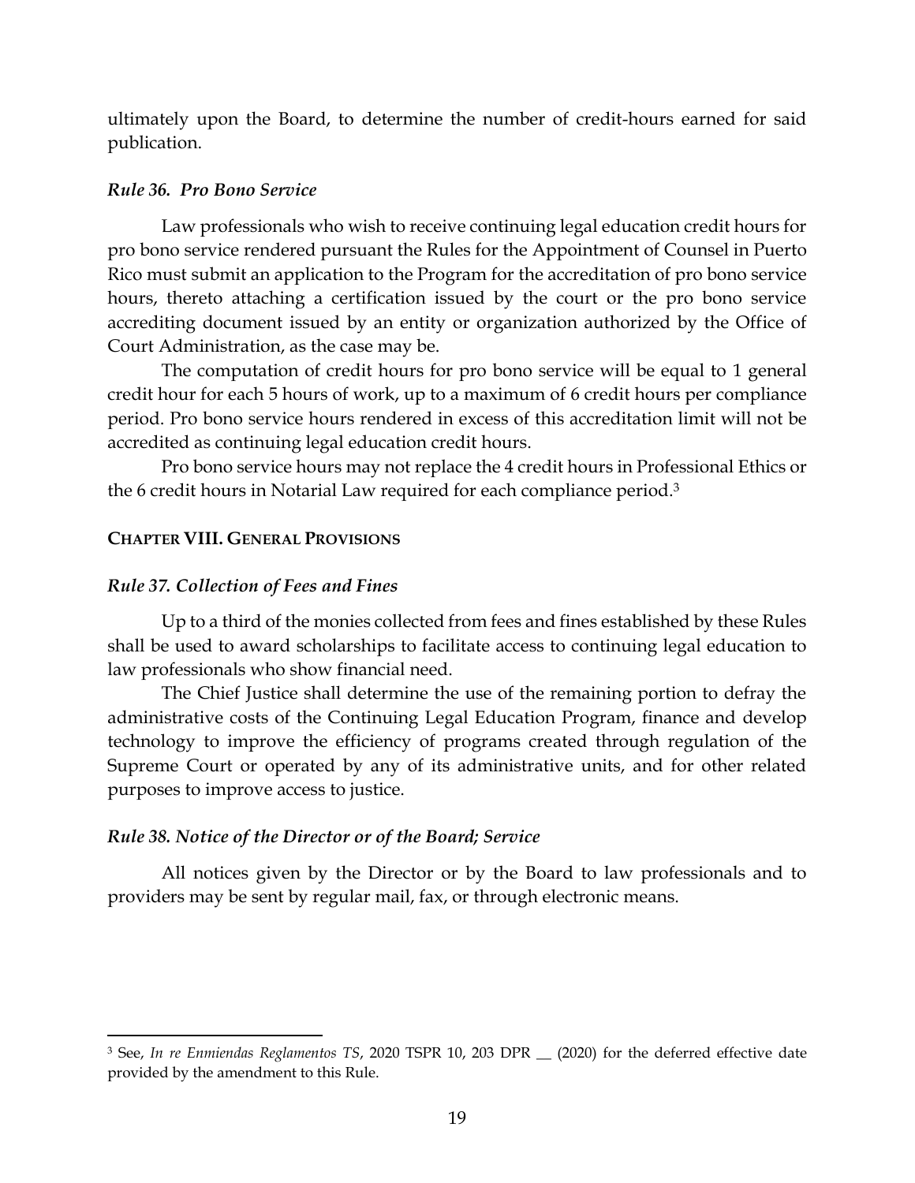ultimately upon the Board, to determine the number of credit-hours earned for said publication.

### *Rule 36. Pro Bono Service*

Law professionals who wish to receive continuing legal education credit hours for pro bono service rendered pursuant the Rules for the Appointment of Counsel in Puerto Rico must submit an application to the Program for the accreditation of pro bono service hours, thereto attaching a certification issued by the court or the pro bono service accrediting document issued by an entity or organization authorized by the Office of Court Administration, as the case may be.

The computation of credit hours for pro bono service will be equal to 1 general credit hour for each 5 hours of work, up to a maximum of 6 credit hours per compliance period. Pro bono service hours rendered in excess of this accreditation limit will not be accredited as continuing legal education credit hours.

Pro bono service hours may not replace the 4 credit hours in Professional Ethics or the 6 credit hours in Notarial Law required for each compliance period.[3]

## CHAPTER VIII. GENERAL PROVISIONS

### *Rule 37. Collection of Fees and Fines*

Up to a third of the monies collected from fees and fines established by these Rules shall be used to award scholarships to facilitate access to continuing legal education to law professionals who show financial need.

The Chief Justice shall determine the use of the remaining portion to defray the administrative costs of the Continuing Legal Education Program, finance and develop technology to improve the efficiency of programs created through regulation of the Supreme Court or operated by any of its administrative units, and for other related purposes to improve access to justice.

### *Rule 38. Notice of the Director or of the Board; Service*

All notices given by the Director or by the Board to law professionals and to providers may be sent by regular mail, fax, or through electronic means.

---

[3] See, *In re Enmiendas Reglamentos TS*, 2020 TSPR 10, 203 DPR __ (2020) for the deferred effective date provided by the amendment to this Rule.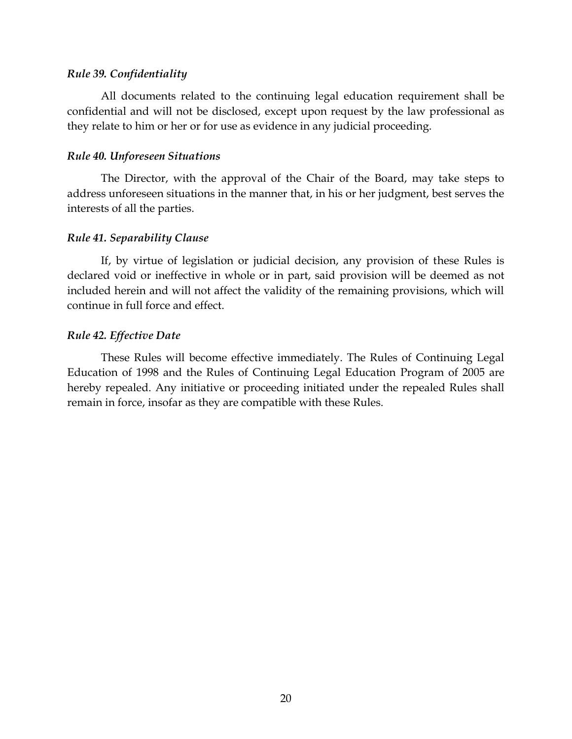*Rule 39. Confidentiality*

All documents related to the continuing legal education requirement shall be confidential and will not be disclosed, except upon request by the law professional as they relate to him or her or for use as evidence in any judicial proceeding.

*Rule 40. Unforeseen Situations*

The Director, with the approval of the Chair of the Board, may take steps to address unforeseen situations in the manner that, in his or her judgment, best serves the interests of all the parties.

*Rule 41. Separability Clause*

If, by virtue of legislation or judicial decision, any provision of these Rules is declared void or ineffective in whole or in part, said provision will be deemed as not included herein and will not affect the validity of the remaining provisions, which will continue in full force and effect.

*Rule 42. Effective Date*

These Rules will become effective immediately. The Rules of Continuing Legal Education of 1998 and the Rules of Continuing Legal Education Program of 2005 are hereby repealed. Any initiative or proceeding initiated under the repealed Rules shall remain in force, insofar as they are compatible with these Rules.